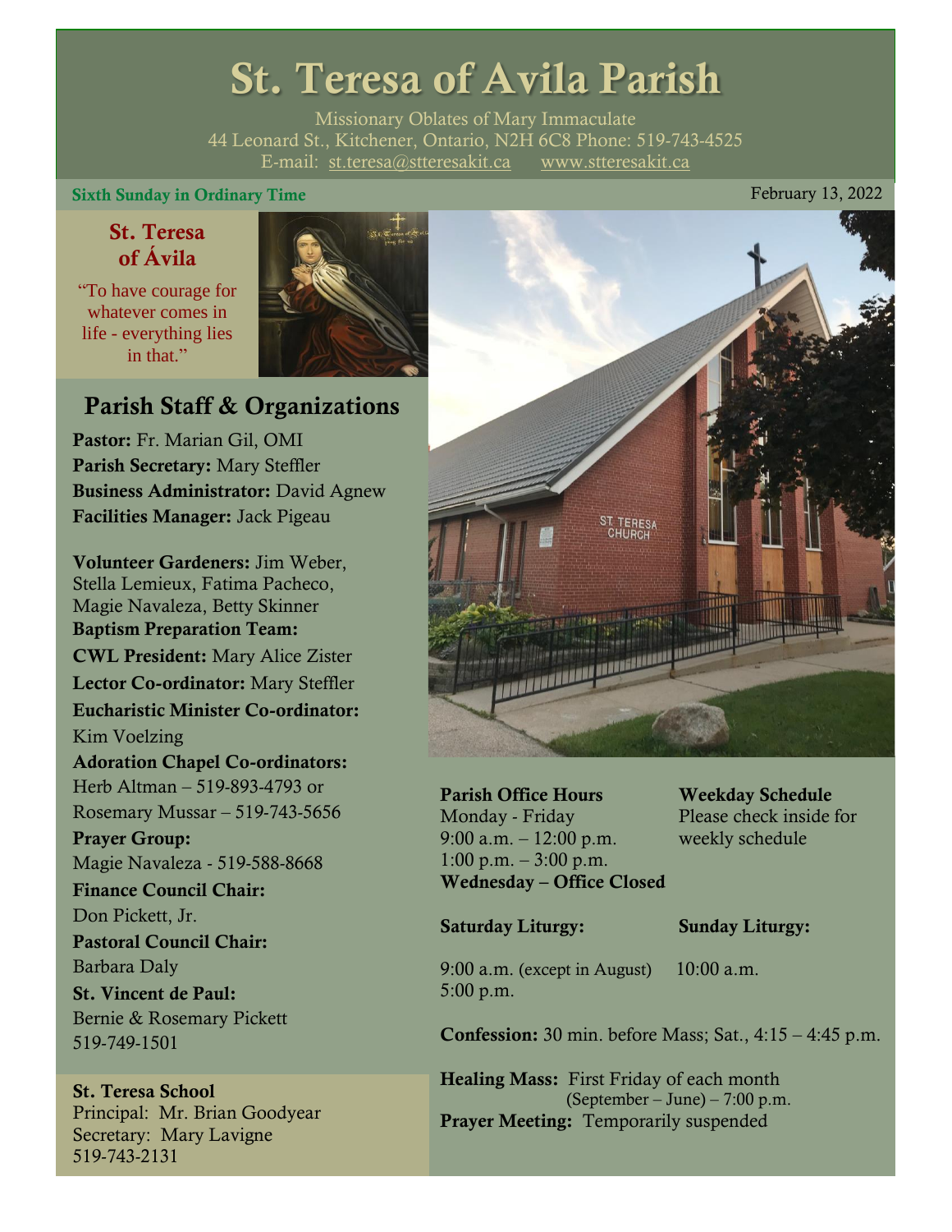# St. Teresa of Avila Parish

Missionary Oblates of Mary Immaculate
44 Leonard St., Kitchener, Ontario, N2H 6C8 Phone: 519-743-4525
E-mail: st.teresa@stteresakit.ca www.stteresakit.ca

**Sixth Sunday in Ordinary Time** February 13, 2022

### St. Teresa of Ávila

"To have courage for whatever comes in life - everything lies in that."

## Parish Staff & Organizations

**Pastor:** Fr. Marian Gil, OMI
**Parish Secretary:** Mary Steffler
**Business Administrator:** David Agnew
**Facilities Manager:** Jack Pigeau

**Volunteer Gardeners:** Jim Weber, Stella Lemieux, Fatima Pacheco, Magie Navaleza, Betty Skinner
**Baptism Preparation Team:**
**CWL President:** Mary Alice Zister
**Lector Co-ordinator:** Mary Steffler
**Eucharistic Minister Co-ordinator:** Kim Voelzing
**Adoration Chapel Co-ordinators:** Herb Altman – 519-893-4793 or Rosemary Mussar – 519-743-5656
**Prayer Group:** Magie Navaleza - 519-588-8668
**Finance Council Chair:** Don Pickett, Jr.
**Pastoral Council Chair:** Barbara Daly
**St. Vincent de Paul:** Bernie & Rosemary Pickett 519-749-1501

**St. Teresa School**
Principal: Mr. Brian Goodyear
Secretary: Mary Lavigne
519-743-2131

**Parish Office Hours**
Monday - Friday
9:00 a.m. – 12:00 p.m.
1:00 p.m. – 3:00 p.m.
**Wednesday – Office Closed**

**Weekday Schedule**
Please check inside for weekly schedule

**Saturday Liturgy:**
9:00 a.m. (except in August)
5:00 p.m.

**Sunday Liturgy:**
10:00 a.m.

**Confession:** 30 min. before Mass; Sat., 4:15 – 4:45 p.m.

**Healing Mass:** First Friday of each month (September – June) – 7:00 p.m.
**Prayer Meeting:** Temporarily suspended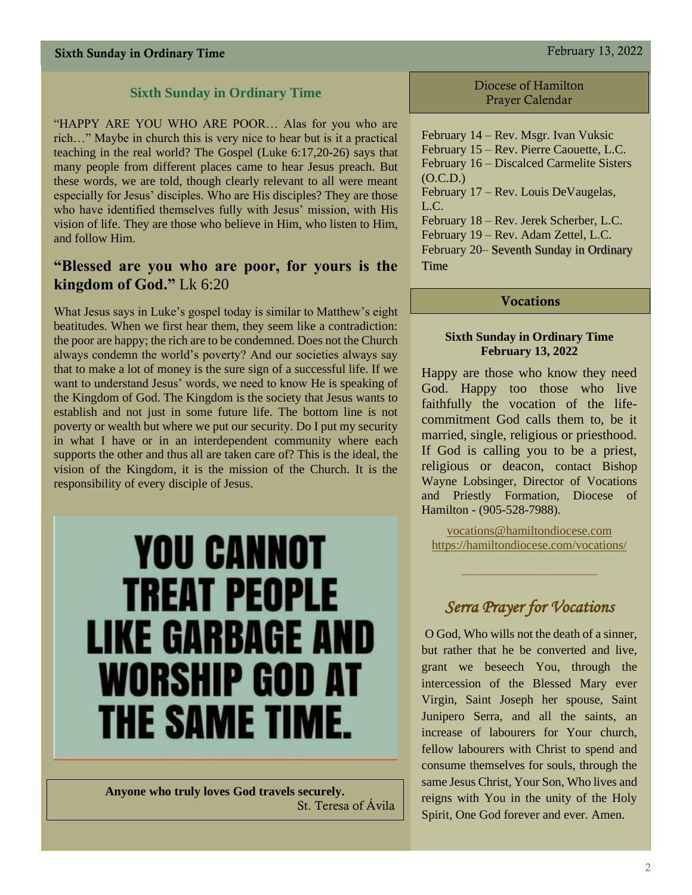## Sixth Sunday in Ordinary Time

"HAPPY ARE YOU WHO ARE POOR… Alas for you who are rich…" Maybe in church this is very nice to hear but is it a practical teaching in the real world? The Gospel (Luke 6:17,20-26) says that many people from different places came to hear Jesus preach. But these words, we are told, though clearly relevant to all were meant especially for Jesus' disciples. Who are His disciples? They are those who have identified themselves fully with Jesus' mission, with His vision of life. They are those who believe in Him, who listen to Him, and follow Him.

### "Blessed are you who are poor, for yours is the kingdom of God." Lk 6:20

What Jesus says in Luke's gospel today is similar to Matthew's eight beatitudes. When we first hear them, they seem like a contradiction: the poor are happy; the rich are to be condemned. Does not the Church always condemn the world's poverty? And our societies always say that to make a lot of money is the sure sign of a successful life. If we want to understand Jesus' words, we need to know He is speaking of the Kingdom of God. The Kingdom is the society that Jesus wants to establish and not just in some future life. The bottom line is not poverty or wealth but where we put our security. Do I put my security in what I have or in an interdependent community where each supports the other and thus all are taken care of? This is the ideal, the vision of the Kingdom, it is the mission of the Church. It is the responsibility of every disciple of Jesus.

**YOU CANNOT TREAT PEOPLE LIKE GARBAGE AND WORSHIP GOD AT THE SAME TIME.**

**Anyone who truly loves God travels securely.**
St. Teresa of Ávila

## Diocese of Hamilton Prayer Calendar

February 14 – Rev. Msgr. Ivan Vuksic
February 15 – Rev. Pierre Caouette, L.C.
February 16 – Discalced Carmelite Sisters (O.C.D.)
February 17 – Rev. Louis DeVaugelas, L.C.
February 18 – Rev. Jerek Scherber, L.C.
February 19 – Rev. Adam Zettel, L.C.
February 20– Seventh Sunday in Ordinary Time

## Vocations

**Sixth Sunday in Ordinary Time**
**February 13, 2022**

Happy are those who know they need God. Happy too those who live faithfully the vocation of the life-commitment God calls them to, be it married, single, religious or priesthood. If God is calling you to be a priest, religious or deacon, contact Bishop Wayne Lobsinger, Director of Vocations and Priestly Formation, Diocese of Hamilton - (905-528-7988).

vocations@hamiltondiocese.com
https://hamiltondiocese.com/vocations/

## *Serra Prayer for Vocations*

O God, Who wills not the death of a sinner, but rather that he be converted and live, grant we beseech You, through the intercession of the Blessed Mary ever Virgin, Saint Joseph her spouse, Saint Junipero Serra, and all the saints, an increase of labourers for Your church, fellow labourers with Christ to spend and consume themselves for souls, through the same Jesus Christ, Your Son, Who lives and reigns with You in the unity of the Holy Spirit, One God forever and ever. Amen.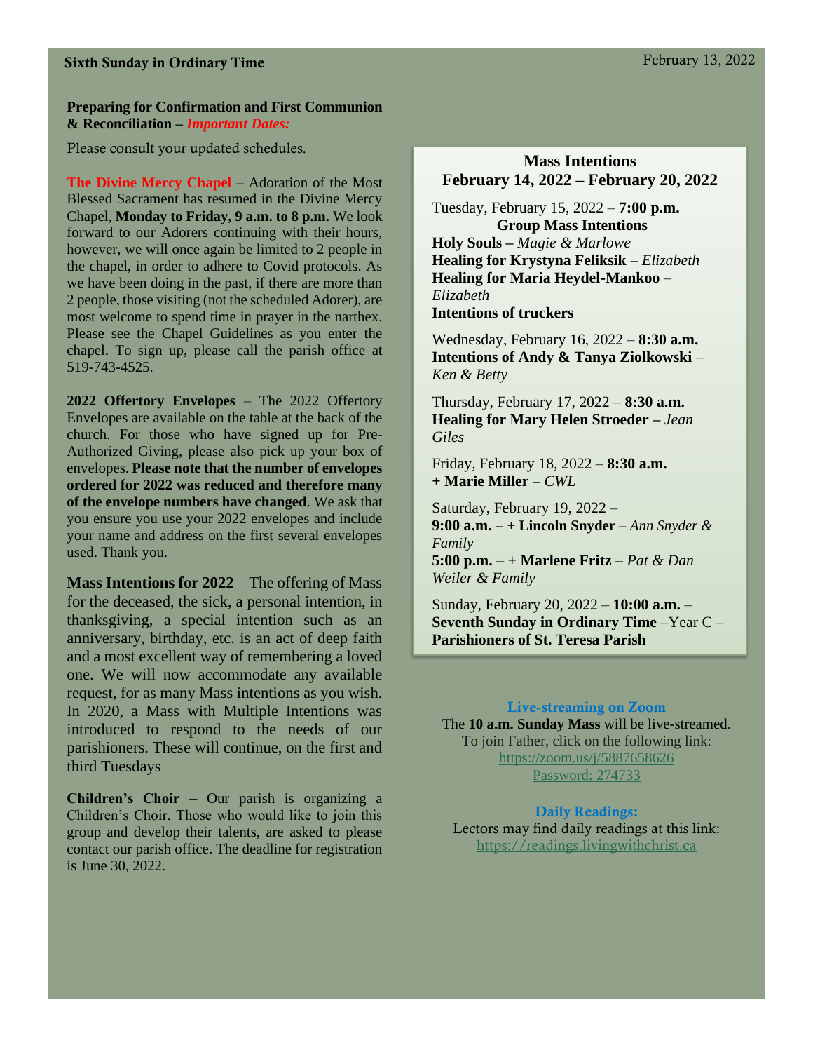Sixth Sunday in Ordinary Time — February 13, 2022

**Preparing for Confirmation and First Communion & Reconciliation –** ***Important Dates:***

Please consult your updated schedules.

**The Divine Mercy Chapel** – Adoration of the Most Blessed Sacrament has resumed in the Divine Mercy Chapel, **Monday to Friday, 9 a.m. to 8 p.m.** We look forward to our Adorers continuing with their hours, however, we will once again be limited to 2 people in the chapel, in order to adhere to Covid protocols. As we have been doing in the past, if there are more than 2 people, those visiting (not the scheduled Adorer), are most welcome to spend time in prayer in the narthex. Please see the Chapel Guidelines as you enter the chapel. To sign up, please call the parish office at 519-743-4525.

**2022 Offertory Envelopes** – The 2022 Offertory Envelopes are available on the table at the back of the church. For those who have signed up for Pre-Authorized Giving, please also pick up your box of envelopes. **Please note that the number of envelopes ordered for 2022 was reduced and therefore many of the envelope numbers have changed**. We ask that you ensure you use your 2022 envelopes and include your name and address on the first several envelopes used. Thank you.

**Mass Intentions for 2022** – The offering of Mass for the deceased, the sick, a personal intention, in thanksgiving, a special intention such as an anniversary, birthday, etc. is an act of deep faith and a most excellent way of remembering a loved one. We will now accommodate any available request, for as many Mass intentions as you wish. In 2020, a Mass with Multiple Intentions was introduced to respond to the needs of our parishioners. These will continue, on the first and third Tuesdays

**Children's Choir** – Our parish is organizing a Children's Choir. Those who would like to join this group and develop their talents, are asked to please contact our parish office. The deadline for registration is June 30, 2022.

## Mass Intentions
## February 14, 2022 – February 20, 2022

Tuesday, February 15, 2022 – **7:00 p.m.**
**Group Mass Intentions**
**Holy Souls –** *Magie & Marlowe*
**Healing for Krystyna Feliksik –** *Elizabeth*
**Healing for Maria Heydel-Mankoo** – *Elizabeth*
**Intentions of truckers**

Wednesday, February 16, 2022 – **8:30 a.m.**
**Intentions of Andy & Tanya Ziolkowski** – *Ken & Betty*

Thursday, February 17, 2022 – **8:30 a.m.**
**Healing for Mary Helen Stroeder –** *Jean Giles*

Friday, February 18, 2022 – **8:30 a.m.**
**+ Marie Miller –** *CWL*

Saturday, February 19, 2022 –
**9:00 a.m.** – **+ Lincoln Snyder –** *Ann Snyder & Family*
**5:00 p.m.** – **+ Marlene Fritz** – *Pat & Dan Weiler & Family*

Sunday, February 20, 2022 – **10:00 a.m.** –
**Seventh Sunday in Ordinary Time** –Year C –
**Parishioners of St. Teresa Parish**

**Live-streaming on Zoom**

The **10 a.m. Sunday Mass** will be live-streamed. To join Father, click on the following link:
https://zoom.us/j/5887658626
Password: 274733

**Daily Readings:**

Lectors may find daily readings at this link:
https://readings.livingwithchrist.ca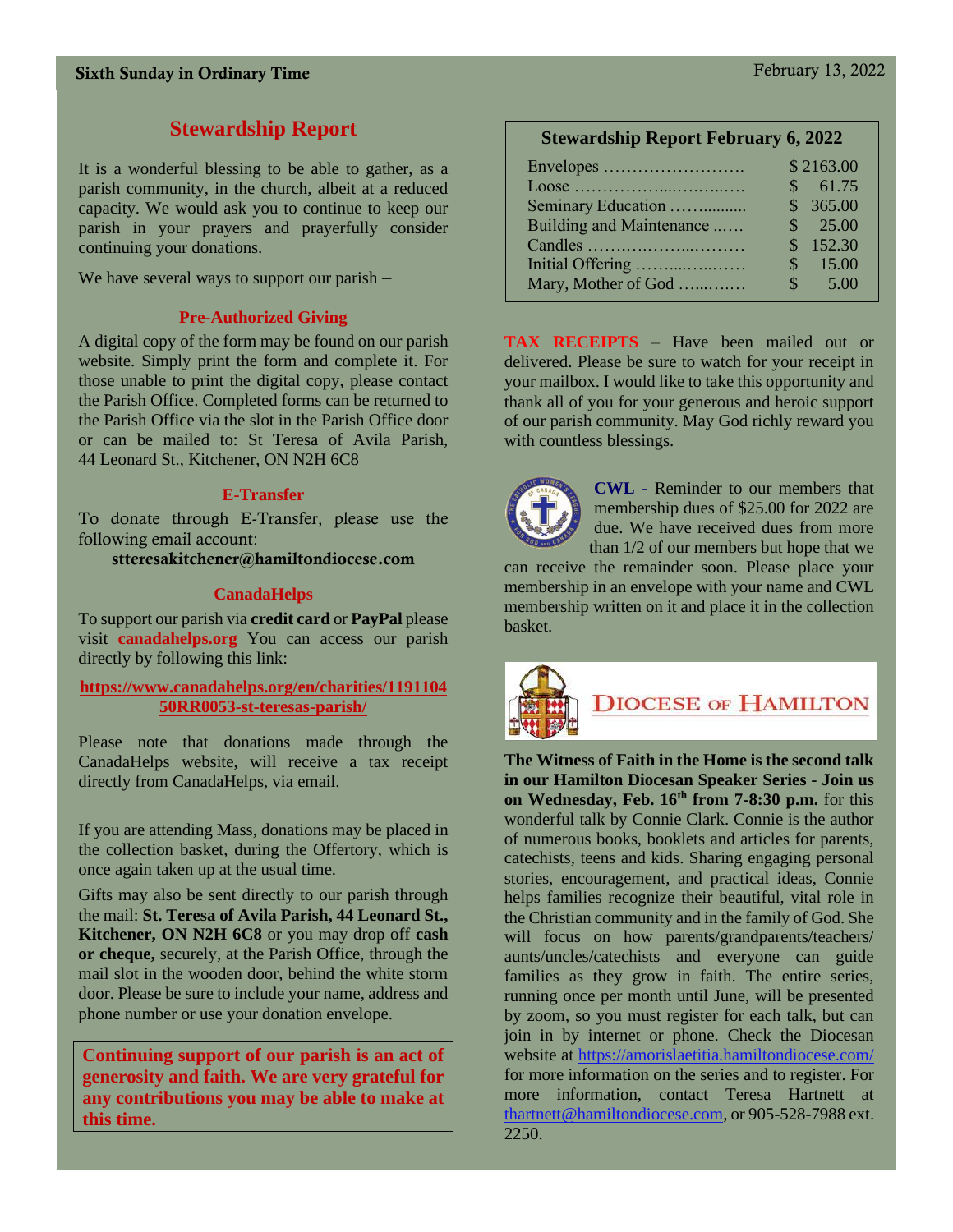## Stewardship Report

It is a wonderful blessing to be able to gather, as a parish community, in the church, albeit at a reduced capacity. We would ask you to continue to keep our parish in your prayers and prayerfully consider continuing your donations.

We have several ways to support our parish –

### Pre-Authorized Giving

A digital copy of the form may be found on our parish website. Simply print the form and complete it. For those unable to print the digital copy, please contact the Parish Office. Completed forms can be returned to the Parish Office via the slot in the Parish Office door or can be mailed to: St Teresa of Avila Parish, 44 Leonard St., Kitchener, ON N2H 6C8

### E-Transfer

To donate through E-Transfer, please use the following email account:

**stteresakitchener@hamiltondiocese.com**

### CanadaHelps

To support our parish via **credit card** or **PayPal** please visit **canadahelps.org** You can access our parish directly by following this link:

**https://www.canadahelps.org/en/charities/119110450RR0053-st-teresas-parish/**

Please note that donations made through the CanadaHelps website, will receive a tax receipt directly from CanadaHelps, via email.

If you are attending Mass, donations may be placed in the collection basket, during the Offertory, which is once again taken up at the usual time.

Gifts may also be sent directly to our parish through the mail: **St. Teresa of Avila Parish, 44 Leonard St., Kitchener, ON N2H 6C8** or you may drop off **cash or cheque,** securely, at the Parish Office, through the mail slot in the wooden door, behind the white storm door. Please be sure to include your name, address and phone number or use your donation envelope.

**Continuing support of our parish is an act of generosity and faith. We are very grateful for any contributions you may be able to make at this time.**

### Stewardship Report February 6, 2022

| Item | Amount |
|---|---|
| Envelopes | $ 2163.00 |
| Loose | $ 61.75 |
| Seminary Education | $ 365.00 |
| Building and Maintenance | $ 25.00 |
| Candles | $ 152.30 |
| Initial Offering | $ 15.00 |
| Mary, Mother of God | $ 5.00 |

**TAX RECEIPTS** – Have been mailed out or delivered. Please be sure to watch for your receipt in your mailbox. I would like to take this opportunity and thank all of you for your generous and heroic support of our parish community. May God richly reward you with countless blessings.

**CWL** - Reminder to our members that membership dues of $25.00 for 2022 are due. We have received dues from more than 1/2 of our members but hope that we can receive the remainder soon. Please place your membership in an envelope with your name and CWL membership written on it and place it in the collection basket.

DIOCESE OF HAMILTON

**The Witness of Faith in the Home is the second talk in our Hamilton Diocesan Speaker Series - Join us on Wednesday, Feb. 16th from 7-8:30 p.m.** for this wonderful talk by Connie Clark. Connie is the author of numerous books, booklets and articles for parents, catechists, teens and kids. Sharing engaging personal stories, encouragement, and practical ideas, Connie helps families recognize their beautiful, vital role in the Christian community and in the family of God. She will focus on how parents/grandparents/teachers/aunts/uncles/catechists and everyone can guide families as they grow in faith. The entire series, running once per month until June, will be presented by zoom, so you must register for each talk, but can join in by internet or phone. Check the Diocesan website at https://amorislaetitia.hamiltondiocese.com/ for more information on the series and to register. For more information, contact Teresa Hartnett at thartnett@hamiltondiocese.com, or 905-528-7988 ext. 2250.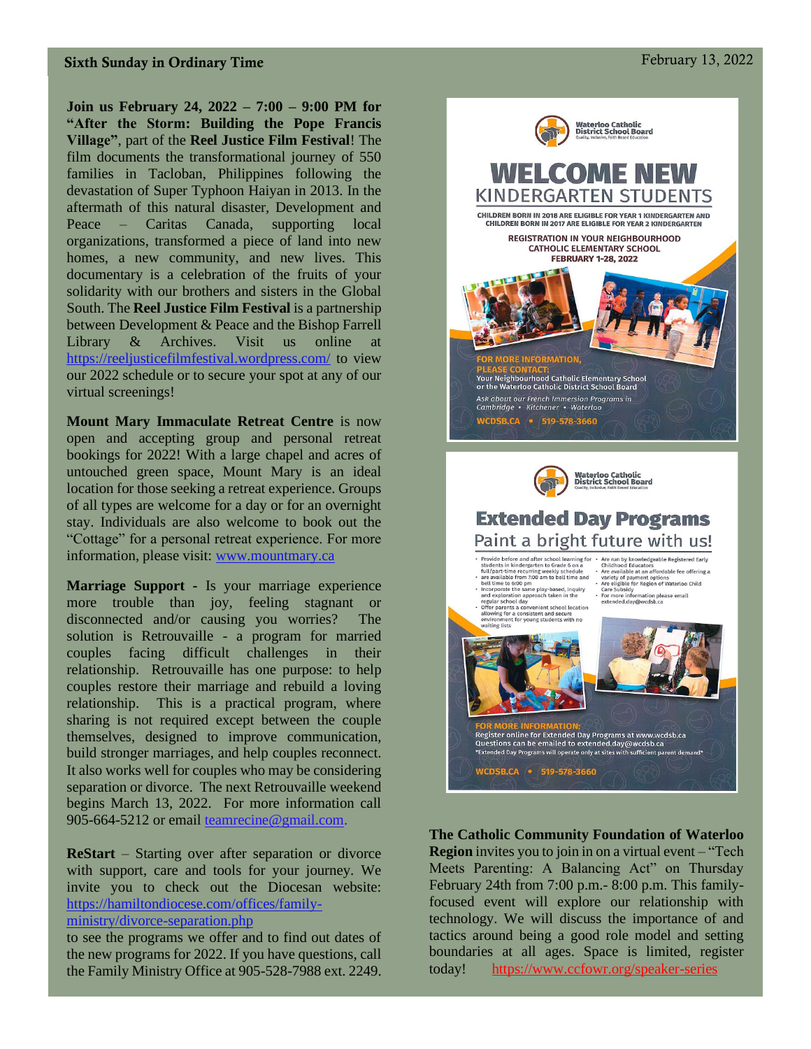**Join us February 24, 2022 – 7:00 – 9:00 PM for "After the Storm: Building the Pope Francis Village"**, part of the **Reel Justice Film Festival**! The film documents the transformational journey of 550 families in Tacloban, Philippines following the devastation of Super Typhoon Haiyan in 2013. In the aftermath of this natural disaster, Development and Peace – Caritas Canada, supporting local organizations, transformed a piece of land into new homes, a new community, and new lives. This documentary is a celebration of the fruits of your solidarity with our brothers and sisters in the Global South. The **Reel Justice Film Festival** is a partnership between Development & Peace and the Bishop Farrell Library & Archives. Visit us online at https://reeljusticefilmfestival.wordpress.com/ to view our 2022 schedule or to secure your spot at any of our virtual screenings!

**Mount Mary Immaculate Retreat Centre** is now open and accepting group and personal retreat bookings for 2022! With a large chapel and acres of untouched green space, Mount Mary is an ideal location for those seeking a retreat experience. Groups of all types are welcome for a day or for an overnight stay. Individuals are also welcome to book out the "Cottage" for a personal retreat experience. For more information, please visit: www.mountmary.ca

**Marriage Support** - Is your marriage experience more trouble than joy, feeling stagnant or disconnected and/or causing you worries? The solution is Retrouvaille - a program for married couples facing difficult challenges in their relationship. Retrouvaille has one purpose: to help couples restore their marriage and rebuild a loving relationship. This is a practical program, where sharing is not required except between the couple themselves, designed to improve communication, build stronger marriages, and help couples reconnect. It also works well for couples who may be considering separation or divorce. The next Retrouvaille weekend begins March 13, 2022. For more information call 905-664-5212 or email teamrecine@gmail.com.

**ReStart** – Starting over after separation or divorce with support, care and tools for your journey. We invite you to check out the Diocesan website: https://hamiltondiocese.com/offices/family-ministry/divorce-separation.php to see the programs we offer and to find out dates of the new programs for 2022. If you have questions, call the Family Ministry Office at 905-528-7988 ext. 2249.

Waterloo Catholic District School Board
Quality, Inclusive, Faith Based Education

# WELCOME NEW KINDERGARTEN STUDENTS

CHILDREN BORN IN 2018 ARE ELIGIBLE FOR YEAR 1 KINDERGARTEN AND CHILDREN BORN IN 2017 ARE ELIGIBLE FOR YEAR 2 KINDERGARTEN

REGISTRATION IN YOUR NEIGHBOURHOOD CATHOLIC ELEMENTARY SCHOOL
**FEBRUARY 1-28, 2022**

FOR MORE INFORMATION, PLEASE CONTACT:
Your Neighbourhood Catholic Elementary School or the Waterloo Catholic District School Board

*Ask about our French Immersion Programs in Cambridge • Kitchener • Waterloo*

WCDSB.CA • 519-578-3660

Waterloo Catholic District School Board
Quality, Inclusive, Faith Based Education

# Extended Day Programs

Paint a bright future with us!

- Provide before and after school learning for students in kindergarten to Grade 6 on a full/part-time recurring weekly schedule
- are available from 7:00 am to bell time and bell time to 6:00 pm
- Incorporate the same play-based, inquiry and exploration approach taken in the regular school day
- Offer parents a convenient school location allowing for a consistent and secure environment for young students with no waiting lists
- Are run by knowledgeable Registered Early Childhood Educators
- Are available at an affordable fee offering a variety of payment options
- Are eligible for Region of Waterloo Child Care Subsidy
- For more information please email extended.day@wcdsb.ca

FOR MORE INFORMATION:
Register online for Extended Day Programs at www.wcdsb.ca
Questions can be emailed to extended.day@wcdsb.ca
*Extended Day Programs will operate only at sites with sufficient parent demand*

WCDSB.CA • 519-578-3660

**The Catholic Community Foundation of Waterloo Region** invites you to join in on a virtual event – "Tech Meets Parenting: A Balancing Act" on Thursday February 24th from 7:00 p.m.- 8:00 p.m. This family-focused event will explore our relationship with technology. We will discuss the importance of and tactics around being a good role model and setting boundaries at all ages. Space is limited, register today! https://www.ccfowr.org/speaker-series